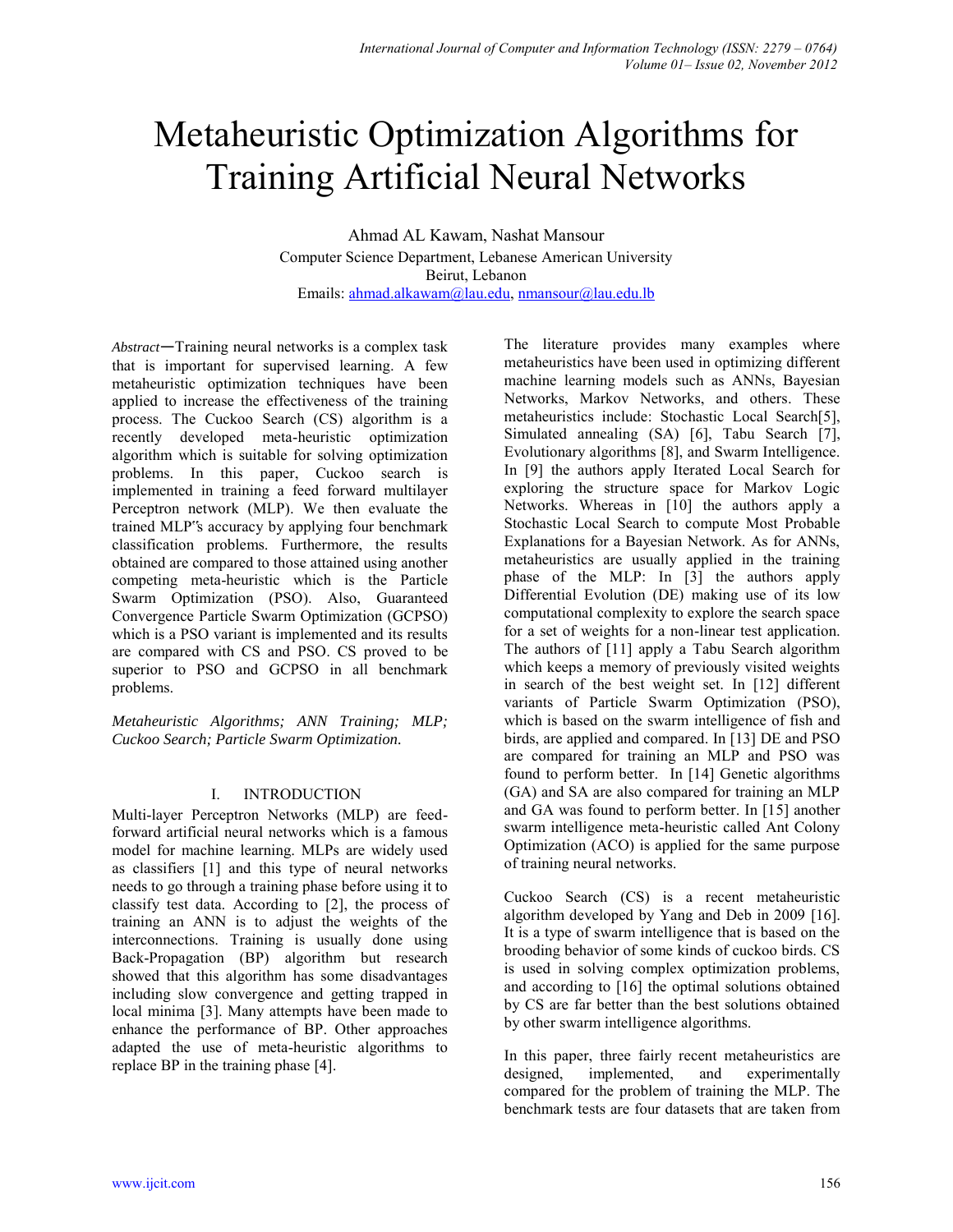# Metaheuristic Optimization Algorithms for Training Artificial Neural Networks

Ahmad AL Kawam, Nashat Mansour
Computer Science Department, Lebanese American University
Beirut, Lebanon
Emails: ahmad.alkawam@lau.edu, nmansour@lau.edu.lb

*Abstract*—Training neural networks is a complex task that is important for supervised learning. A few metaheuristic optimization techniques have been applied to increase the effectiveness of the training process. The Cuckoo Search (CS) algorithm is a recently developed meta-heuristic optimization algorithm which is suitable for solving optimization problems. In this paper, Cuckoo search is implemented in training a feed forward multilayer Perceptron network (MLP). We then evaluate the trained MLP‟s accuracy by applying four benchmark classification problems. Furthermore, the results obtained are compared to those attained using another competing meta-heuristic which is the Particle Swarm Optimization (PSO). Also, Guaranteed Convergence Particle Swarm Optimization (GCPSO) which is a PSO variant is implemented and its results are compared with CS and PSO. CS proved to be superior to PSO and GCPSO in all benchmark problems.

*Metaheuristic Algorithms; ANN Training; MLP; Cuckoo Search; Particle Swarm Optimization.*

## I. INTRODUCTION

Multi-layer Perceptron Networks (MLP) are feed-forward artificial neural networks which is a famous model for machine learning. MLPs are widely used as classifiers [1] and this type of neural networks needs to go through a training phase before using it to classify test data. According to [2], the process of training an ANN is to adjust the weights of the interconnections. Training is usually done using Back-Propagation (BP) algorithm but research showed that this algorithm has some disadvantages including slow convergence and getting trapped in local minima [3]. Many attempts have been made to enhance the performance of BP. Other approaches adapted the use of meta-heuristic algorithms to replace BP in the training phase [4].

The literature provides many examples where metaheuristics have been used in optimizing different machine learning models such as ANNs, Bayesian Networks, Markov Networks, and others. These metaheuristics include: Stochastic Local Search[5], Simulated annealing (SA) [6], Tabu Search [7], Evolutionary algorithms [8], and Swarm Intelligence. In [9] the authors apply Iterated Local Search for exploring the structure space for Markov Logic Networks. Whereas in [10] the authors apply a Stochastic Local Search to compute Most Probable Explanations for a Bayesian Network. As for ANNs, metaheuristics are usually applied in the training phase of the MLP: In [3] the authors apply Differential Evolution (DE) making use of its low computational complexity to explore the search space for a set of weights for a non-linear test application. The authors of [11] apply a Tabu Search algorithm which keeps a memory of previously visited weights in search of the best weight set. In [12] different variants of Particle Swarm Optimization (PSO), which is based on the swarm intelligence of fish and birds, are applied and compared. In [13] DE and PSO are compared for training an MLP and PSO was found to perform better. In [14] Genetic algorithms (GA) and SA are also compared for training an MLP and GA was found to perform better. In [15] another swarm intelligence meta-heuristic called Ant Colony Optimization (ACO) is applied for the same purpose of training neural networks.

Cuckoo Search (CS) is a recent metaheuristic algorithm developed by Yang and Deb in 2009 [16]. It is a type of swarm intelligence that is based on the brooding behavior of some kinds of cuckoo birds. CS is used in solving complex optimization problems, and according to [16] the optimal solutions obtained by CS are far better than the best solutions obtained by other swarm intelligence algorithms.

In this paper, three fairly recent metaheuristics are designed, implemented, and experimentally compared for the problem of training the MLP. The benchmark tests are four datasets that are taken from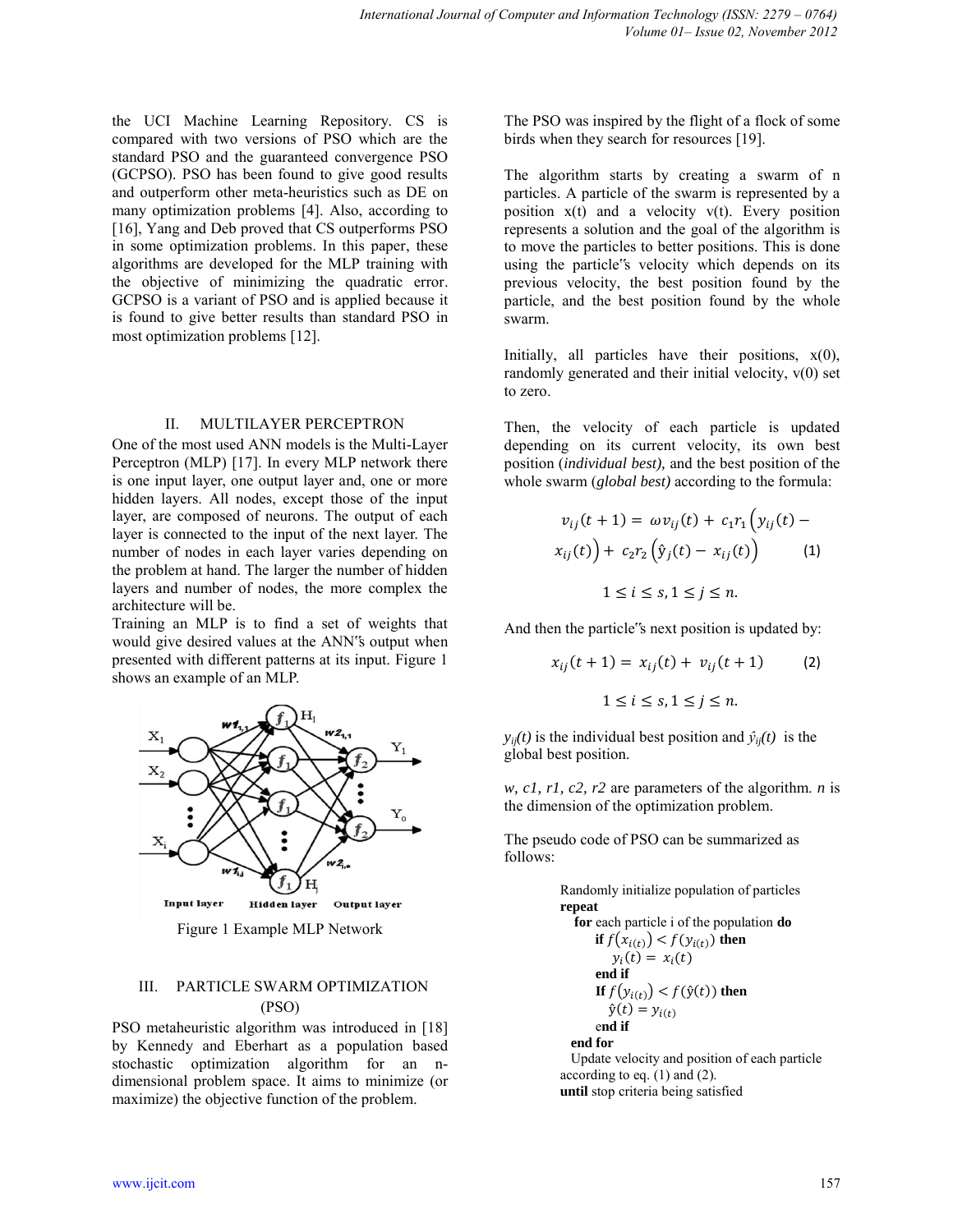the UCI Machine Learning Repository. CS is compared with two versions of PSO which are the standard PSO and the guaranteed convergence PSO (GCPSO). PSO has been found to give good results and outperform other meta-heuristics such as DE on many optimization problems [4]. Also, according to [16], Yang and Deb proved that CS outperforms PSO in some optimization problems. In this paper, these algorithms are developed for the MLP training with the objective of minimizing the quadratic error. GCPSO is a variant of PSO and is applied because it is found to give better results than standard PSO in most optimization problems [12].

## II. MULTILAYER PERCEPTRON

One of the most used ANN models is the Multi-Layer Perceptron (MLP) [17]. In every MLP network there is one input layer, one output layer and, one or more hidden layers. All nodes, except those of the input layer, are composed of neurons. The output of each layer is connected to the input of the next layer. The number of nodes in each layer varies depending on the problem at hand. The larger the number of hidden layers and number of nodes, the more complex the architecture will be.

Training an MLP is to find a set of weights that would give desired values at the ANN‟s output when presented with different patterns at its input. Figure 1 shows an example of an MLP.

Figure 1 Example MLP Network

## III. PARTICLE SWARM OPTIMIZATION (PSO)

PSO metaheuristic algorithm was introduced in [18] by Kennedy and Eberhart as a population based stochastic optimization algorithm for an n-dimensional problem space. It aims to minimize (or maximize) the objective function of the problem.

The PSO was inspired by the flight of a flock of some birds when they search for resources [19].

The algorithm starts by creating a swarm of n particles. A particle of the swarm is represented by a position x(t) and a velocity v(t). Every position represents a solution and the goal of the algorithm is to move the particles to better positions. This is done using the particle‟s velocity which depends on its previous velocity, the best position found by the particle, and the best position found by the whole swarm.

Initially, all particles have their positions, x(0), randomly generated and their initial velocity, v(0) set to zero.

Then, the velocity of each particle is updated depending on its current velocity, its own best position (*individual best),* and the best position of the whole swarm (*global best)* according to the formula:

$$v_{ij}(t+1) = \omega v_{ij}(t) + c_1 r_1 \left(y_{ij}(t) - x_{ij}(t)\right) + c_2 r_2 \left(\hat{y}_j(t) - x_{ij}(t)\right) \quad (1)$$

$$1 \le i \le s, 1 \le j \le n.$$

And then the particle‟s next position is updated by:

$$x_{ij}(t+1) = x_{ij}(t) + v_{ij}(t+1) \quad (2)$$

$$1 \le i \le s, 1 \le j \le n.$$

$y_{ij}(t)$ is the individual best position and $\hat{y}_{ij}(t)$ is the global best position.

*w, c1, r1, c2, r2* are parameters of the algorithm. *n* is the dimension of the optimization problem.

The pseudo code of PSO can be summarized as follows:

```
Randomly initialize population of particles
repeat
   for each particle i of the population do
      if f(x_i(t)) < f(y_i(t)) then
         y_i(t) = x_i(t)
      end if
      If f(y_i(t)) < f(ŷ(t)) then
         ŷ(t) = y_i(t)
      end if
   end for
   Update velocity and position of each particle
according to eq. (1) and (2).
until stop criteria being satisfied
```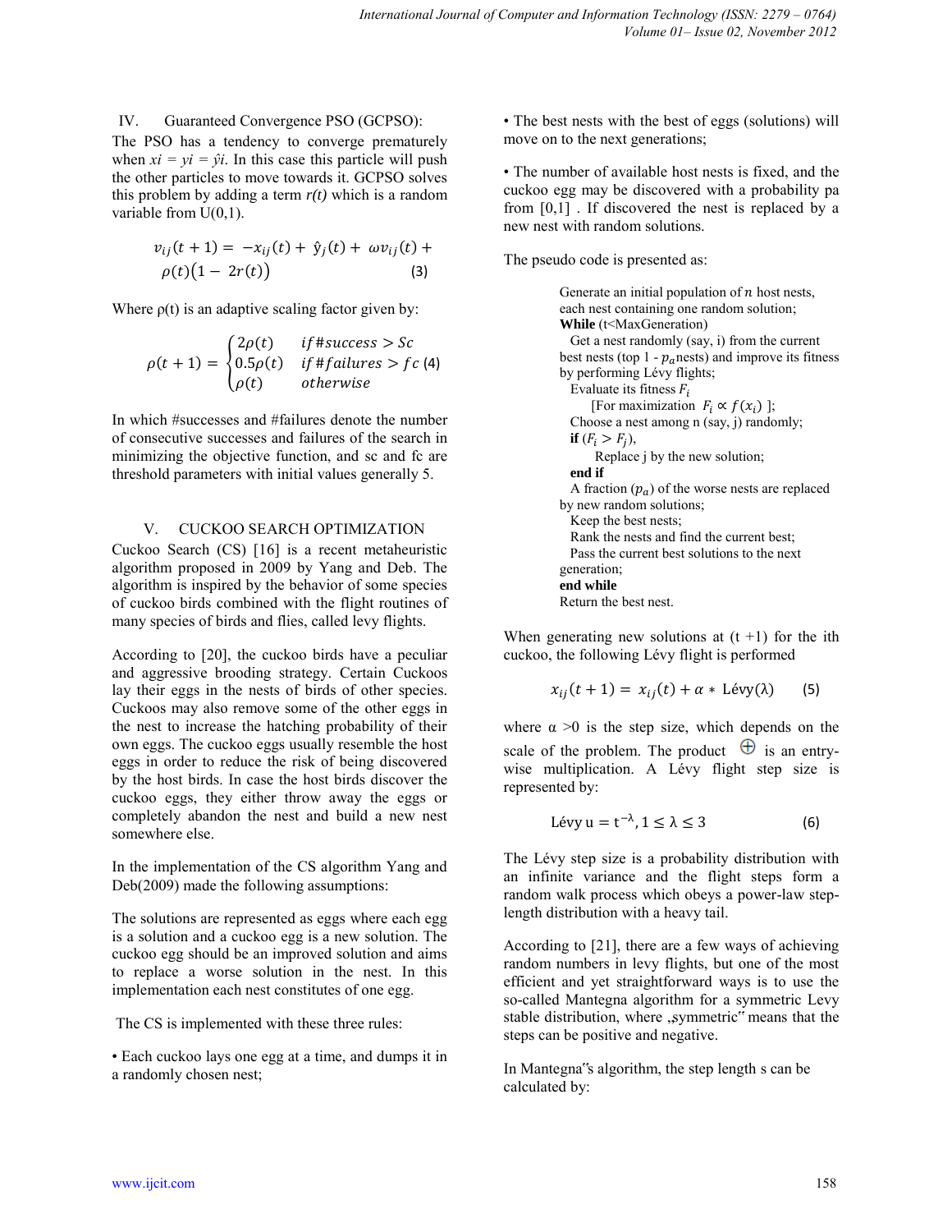## IV. Guaranteed Convergence PSO (GCPSO):

The PSO has a tendency to converge prematurely when $xi = yi = \hat{y}i$. In this case this particle will push the other particles to move towards it. GCPSO solves this problem by adding a term *r(t)* which is a random variable from U(0,1).

$$v_{ij}(t+1) = -x_{ij}(t) + \hat{y}_j(t) + \omega v_{ij}(t) + \rho(t)\big(1 - 2r(t)\big) \quad (3)$$

Where ρ(t) is an adaptive scaling factor given by:

$$\rho(t+1) = \begin{cases} 2\rho(t) & if \#success > Sc \\ 0.5\rho(t) & if \#failures > fc \\ \rho(t) & otherwise \end{cases} \quad (4)$$

In which #successes and #failures denote the number of consecutive successes and failures of the search in minimizing the objective function, and sc and fc are threshold parameters with initial values generally 5.

## V. CUCKOO SEARCH OPTIMIZATION

Cuckoo Search (CS) [16] is a recent metaheuristic algorithm proposed in 2009 by Yang and Deb. The algorithm is inspired by the behavior of some species of cuckoo birds combined with the flight routines of many species of birds and flies, called levy flights.

According to [20], the cuckoo birds have a peculiar and aggressive brooding strategy. Certain Cuckoos lay their eggs in the nests of birds of other species. Cuckoos may also remove some of the other eggs in the nest to increase the hatching probability of their own eggs. The cuckoo eggs usually resemble the host eggs in order to reduce the risk of being discovered by the host birds. In case the host birds discover the cuckoo eggs, they either throw away the eggs or completely abandon the nest and build a new nest somewhere else.

In the implementation of the CS algorithm Yang and Deb(2009) made the following assumptions:

The solutions are represented as eggs where each egg is a solution and a cuckoo egg is a new solution. The cuckoo egg should be an improved solution and aims to replace a worse solution in the nest. In this implementation each nest constitutes of one egg.

The CS is implemented with these three rules:

- Each cuckoo lays one egg at a time, and dumps it in a randomly chosen nest;
- The best nests with the best of eggs (solutions) will move on to the next generations;
- The number of available host nests is fixed, and the cuckoo egg may be discovered with a probability pa from [0,1] . If discovered the nest is replaced by a new nest with random solutions.

The pseudo code is presented as:

> Generate an initial population of $n$ host nests, each nest containing one random solution;
> **While** (t<MaxGeneration)
> Get a nest randomly (say, i) from the current best nests (top 1 - $p_a$nests) and improve its fitness by performing Lévy flights;
> Evaluate its fitness $F_i$
> [For maximization $F_i \propto f(x_i)$ ];
> Choose a nest among n (say, j) randomly;
> **if** ($F_i > F_j$),
> Replace j by the new solution;
> **end if**
> A fraction ($p_a$) of the worse nests are replaced by new random solutions;
> Keep the best nests;
> Rank the nests and find the current best;
> Pass the current best solutions to the next generation;
> **end while**
> Return the best nest.

When generating new solutions at (t +1) for the ith cuckoo, the following Lévy flight is performed

$$x_{ij}(t+1) = x_{ij}(t) + \alpha * \text{Lévy}(\lambda) \quad (5)$$

where α >0 is the step size, which depends on the scale of the problem. The product $\oplus$ is an entry-wise multiplication. A Lévy flight step size is represented by:

$$\text{Lévy } u = t^{-\lambda}, 1 \le \lambda \le 3 \quad (6)$$

The Lévy step size is a probability distribution with an infinite variance and the flight steps form a random walk process which obeys a power-law step-length distribution with a heavy tail.

According to [21], there are a few ways of achieving random numbers in levy flights, but one of the most efficient and yet straightforward ways is to use the so-called Mantegna algorithm for a symmetric Levy stable distribution, where „symmetric" means that the steps can be positive and negative.

In Mantegna"s algorithm, the step length s can be calculated by: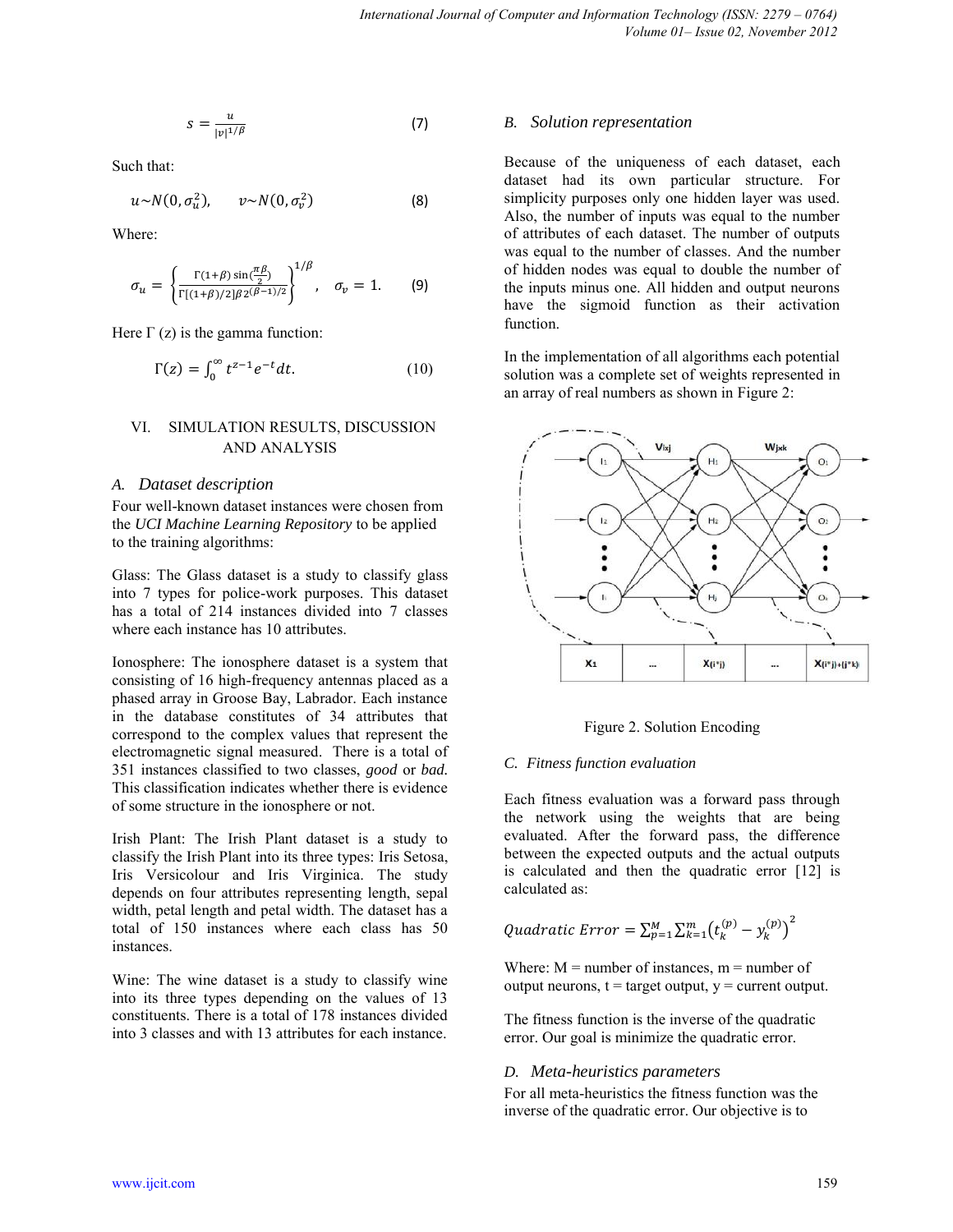$$s = \frac{u}{|v|^{1/\beta}} \quad (7)$$

Such that:

$$u \sim N(0, \sigma_u^2), \qquad v \sim N(0, \sigma_v^2) \quad (8)$$

Where:

$$\sigma_u = \left\{ \frac{\Gamma(1+\beta)\sin(\frac{\pi\beta}{2})}{\Gamma[(1+\beta)/2]\beta 2^{(\beta-1)/2}} \right\}^{1/\beta}, \quad \sigma_v = 1. \quad (9)$$

Here $\Gamma(z)$ is the gamma function:

$$\Gamma(z) = \int_0^\infty t^{z-1} e^{-t} dt. \quad (10)$$

## VI. SIMULATION RESULTS, DISCUSSION AND ANALYSIS

### A. Dataset description

Four well-known dataset instances were chosen from the *UCI Machine Learning Repository* to be applied to the training algorithms:

Glass: The Glass dataset is a study to classify glass into 7 types for police-work purposes. This dataset has a total of 214 instances divided into 7 classes where each instance has 10 attributes.

Ionosphere: The ionosphere dataset is a system that consisting of 16 high-frequency antennas placed as a phased array in Groose Bay, Labrador. Each instance in the database constitutes of 34 attributes that correspond to the complex values that represent the electromagnetic signal measured. There is a total of 351 instances classified to two classes, *good* or *bad.* This classification indicates whether there is evidence of some structure in the ionosphere or not.

Irish Plant: The Irish Plant dataset is a study to classify the Irish Plant into its three types: Iris Setosa, Iris Versicolour and Iris Virginica. The study depends on four attributes representing length, sepal width, petal length and petal width. The dataset has a total of 150 instances where each class has 50 instances.

Wine: The wine dataset is a study to classify wine into its three types depending on the values of 13 constituents. There is a total of 178 instances divided into 3 classes and with 13 attributes for each instance.

### B. Solution representation

Because of the uniqueness of each dataset, each dataset had its own particular structure. For simplicity purposes only one hidden layer was used. Also, the number of inputs was equal to the number of attributes of each dataset. The number of outputs was equal to the number of classes. And the number of hidden nodes was equal to double the number of the inputs minus one. All hidden and output neurons have the sigmoid function as their activation function.

In the implementation of all algorithms each potential solution was a complete set of weights represented in an array of real numbers as shown in Figure 2:

Figure 2. Solution Encoding

### C. Fitness function evaluation

Each fitness evaluation was a forward pass through the network using the weights that are being evaluated. After the forward pass, the difference between the expected outputs and the actual outputs is calculated and then the quadratic error [12] is calculated as:

$$Quadratic\ Error = \sum_{p=1}^{M} \sum_{k=1}^{m} \left(t_k^{(p)} - y_k^{(p)}\right)^2$$

Where: M = number of instances, m = number of output neurons, t = target output, y = current output.

The fitness function is the inverse of the quadratic error. Our goal is minimize the quadratic error.

### D. Meta-heuristics parameters

For all meta-heuristics the fitness function was the inverse of the quadratic error. Our objective is to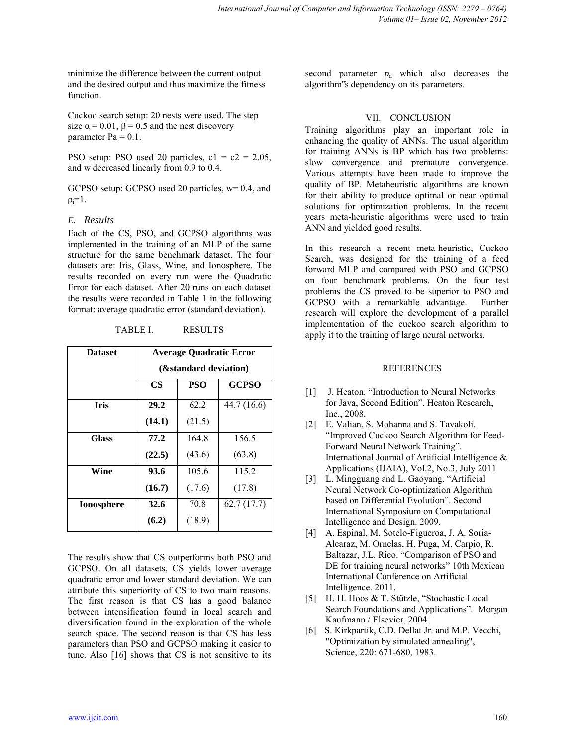minimize the difference between the current output and the desired output and thus maximize the fitness function.

Cuckoo search setup: 20 nests were used. The step size $\alpha = 0.01$, $\beta = 0.5$ and the nest discovery parameter Pa = 0.1.

PSO setup: PSO used 20 particles, c1 = c2 = 2.05, and w decreased linearly from 0.9 to 0.4.

GCPSO setup: GCPSO used 20 particles, w= 0.4, and $\rho_i$=1.

### *E. Results*

Each of the CS, PSO, and GCPSO algorithms was implemented in the training of an MLP of the same structure for the same benchmark dataset. The four datasets are: Iris, Glass, Wine, and Ionosphere. The results recorded on every run were the Quadratic Error for each dataset. After 20 runs on each dataset the results were recorded in Table 1 in the following format: average quadratic error (standard deviation).

TABLE I. RESULTS

| Dataset | Average Quadratic Error (&standard deviation) | | |
|---|---|---|---|
| | CS | PSO | GCPSO |
| **Iris** | **29.2 (14.1)** | 62.2 (21.5) | 44.7 (16.6) |
| **Glass** | **77.2 (22.5)** | 164.8 (43.6) | 156.5 (63.8) |
| **Wine** | **93.6 (16.7)** | 105.6 (17.6) | 115.2 (17.8) |
| **Ionosphere** | **32.6 (6.2)** | 70.8 (18.9) | 62.7 (17.7) |

The results show that CS outperforms both PSO and GCPSO. On all datasets, CS yields lower average quadratic error and lower standard deviation. We can attribute this superiority of CS to two main reasons. The first reason is that CS has a good balance between intensification found in local search and diversification found in the exploration of the whole search space. The second reason is that CS has less parameters than PSO and GCPSO making it easier to tune. Also [16] shows that CS is not sensitive to its second parameter $p_a$ which also decreases the algorithm"s dependency on its parameters.

## VII. CONCLUSION

Training algorithms play an important role in enhancing the quality of ANNs. The usual algorithm for training ANNs is BP which has two problems: slow convergence and premature convergence. Various attempts have been made to improve the quality of BP. Metaheuristic algorithms are known for their ability to produce optimal or near optimal solutions for optimization problems. In the recent years meta-heuristic algorithms were used to train ANN and yielded good results.

In this research a recent meta-heuristic, Cuckoo Search, was designed for the training of a feed forward MLP and compared with PSO and GCPSO on four benchmark problems. On the four test problems the CS proved to be superior to PSO and GCPSO with a remarkable advantage. Further research will explore the development of a parallel implementation of the cuckoo search algorithm to apply it to the training of large neural networks.

## REFERENCES

[1] J. Heaton. "Introduction to Neural Networks for Java, Second Edition". Heaton Research, Inc., 2008.

[2] E. Valian, S. Mohanna and S. Tavakoli. "Improved Cuckoo Search Algorithm for Feed-Forward Neural Network Training". International Journal of Artificial Intelligence & Applications (IJAIA), Vol.2, No.3, July 2011

[3] L. Mingguang and L. Gaoyang. "Artificial Neural Network Co-optimization Algorithm based on Differential Evolution". Second International Symposium on Computational Intelligence and Design. 2009.

[4] A. Espinal, M. Sotelo-Figueroa, J. A. Soria-Alcaraz, M. Ornelas, H. Puga, M. Carpio, R. Baltazar, J.L. Rico. "Comparison of PSO and DE for training neural networks" 10th Mexican International Conference on Artificial Intelligence. 2011.

[5] H. H. Hoos & T. Stützle, "Stochastic Local Search Foundations and Applications". Morgan Kaufmann / Elsevier, 2004.

[6] S. Kirkpartik, C.D. Dellat Jr. and M.P. Vecchi, "Optimization by simulated annealing", Science, 220: 671-680, 1983.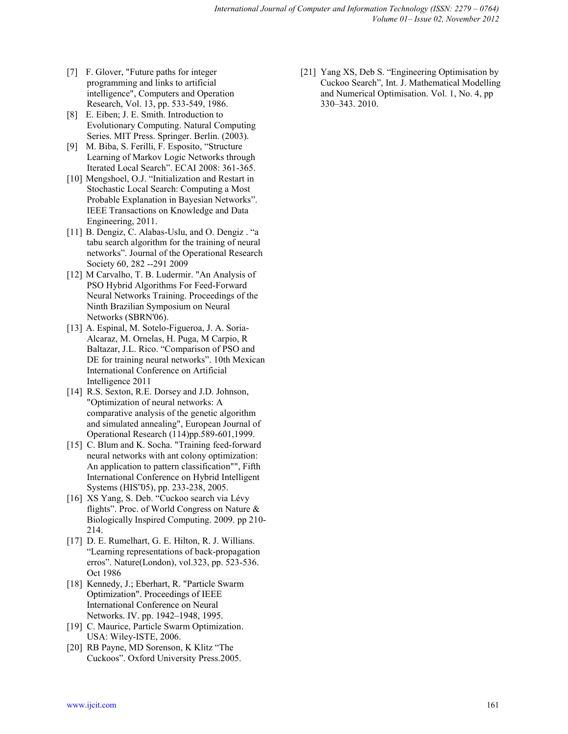[7] F. Glover, "Future paths for integer programming and links to artificial intelligence", Computers and Operation Research, Vol. 13, pp. 533-549, 1986.

[8] E. Eiben; J. E. Smith. Introduction to Evolutionary Computing. Natural Computing Series. MIT Press. Springer. Berlin. (2003).

[9] M. Biba, S. Ferilli, F. Esposito, "Structure Learning of Markov Logic Networks through Iterated Local Search". ECAI 2008: 361-365.

[10] Mengshoel, O.J. "Initialization and Restart in Stochastic Local Search: Computing a Most Probable Explanation in Bayesian Networks". IEEE Transactions on Knowledge and Data Engineering, 2011.

[11] B. Dengiz, C. Alabas-Uslu, and O. Dengiz . "a tabu search algorithm for the training of neural networks". Journal of the Operational Research Society 60, 282 --291 2009

[12] M Carvalho, T. B. Ludermir. "An Analysis of PSO Hybrid Algorithms For Feed-Forward Neural Networks Training. Proceedings of the Ninth Brazilian Symposium on Neural Networks (SBRN'06).

[13] A. Espinal, M. Sotelo-Figueroa, J. A. Soria-Alcaraz, M. Ornelas, H. Puga, M Carpio, R Baltazar, J.L. Rico. "Comparison of PSO and DE for training neural networks". 10th Mexican International Conference on Artificial Intelligence 2011

[14] R.S. Sexton, R.E. Dorsey and J.D. Johnson, "Optimization of neural networks: A comparative analysis of the genetic algorithm and simulated annealing", European Journal of Operational Research (114)pp.589-601,1999.

[15] C. Blum and K. Socha. "Training feed-forward neural networks with ant colony optimization: An application to pattern classification"", Fifth International Conference on Hybrid Intelligent Systems (HIS'05), pp. 233-238, 2005.

[16] XS Yang, S. Deb. "Cuckoo search via Lévy flights". Proc. of World Congress on Nature & Biologically Inspired Computing. 2009. pp 210-214.

[17] D. E. Rumelhart, G. E. Hilton, R. J. Willians. "Learning representations of back-propagation erros". Nature(London), vol.323, pp. 523-536. Oct 1986

[18] Kennedy, J.; Eberhart, R. "Particle Swarm Optimization". Proceedings of IEEE International Conference on Neural Networks. IV. pp. 1942–1948, 1995.

[19] C. Maurice, Particle Swarm Optimization. USA: Wiley-ISTE, 2006.

[20] RB Payne, MD Sorenson, K Klitz "The Cuckoos". Oxford University Press.2005.

[21] Yang XS, Deb S. "Engineering Optimisation by Cuckoo Search", Int. J. Mathematical Modelling and Numerical Optimisation. Vol. 1, No. 4, pp 330–343. 2010.